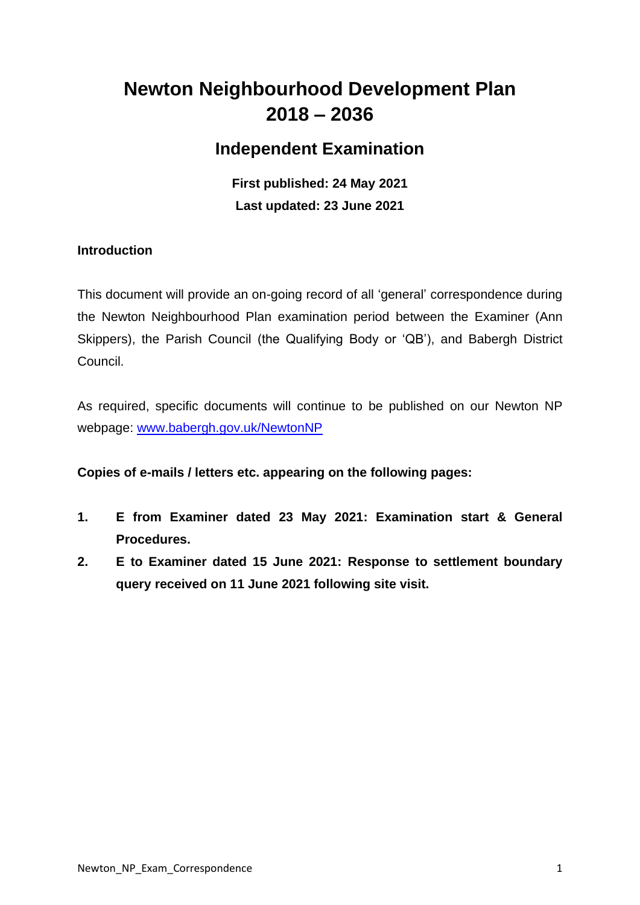# Newton Neighbourhood Development Plan 2018 – 2036

## Independent Examination

**First published: 24 May 2021**

**Last updated: 23 June 2021**

**Introduction**

This document will provide an on-going record of all 'general' correspondence during the Newton Neighbourhood Plan examination period between the Examiner (Ann Skippers), the Parish Council (the Qualifying Body or 'QB'), and Babergh District Council.

As required, specific documents will continue to be published on our Newton NP webpage: [www.babergh.gov.uk/NewtonNP](http://www.babergh.gov.uk/NewtonNP)

**Copies of e-mails / letters etc. appearing on the following pages:**

1. **E from Examiner dated 23 May 2021: Examination start & General Procedures.**
2. **E to Examiner dated 15 June 2021: Response to settlement boundary query received on 11 June 2021 following site visit.**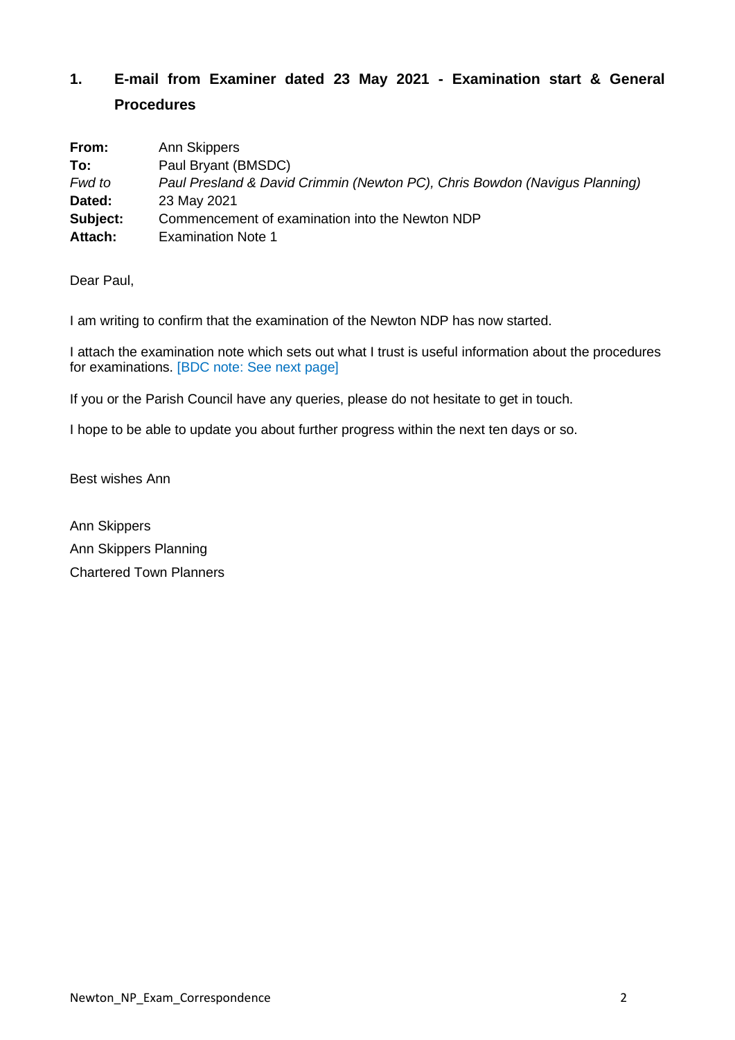## 1. E-mail from Examiner dated 23 May 2021 - Examination start & General Procedures

**From:** Ann Skippers
**To:** Paul Bryant (BMSDC)
*Fwd to* *Paul Presland & David Crimmin (Newton PC), Chris Bowdon (Navigus Planning)*
**Dated:** 23 May 2021
**Subject:** Commencement of examination into the Newton NDP
**Attach:** Examination Note 1

Dear Paul,

I am writing to confirm that the examination of the Newton NDP has now started.

I attach the examination note which sets out what I trust is useful information about the procedures for examinations. [BDC note: See next page]

If you or the Parish Council have any queries, please do not hesitate to get in touch.

I hope to be able to update you about further progress within the next ten days or so.

Best wishes Ann

Ann Skippers
Ann Skippers Planning
Chartered Town Planners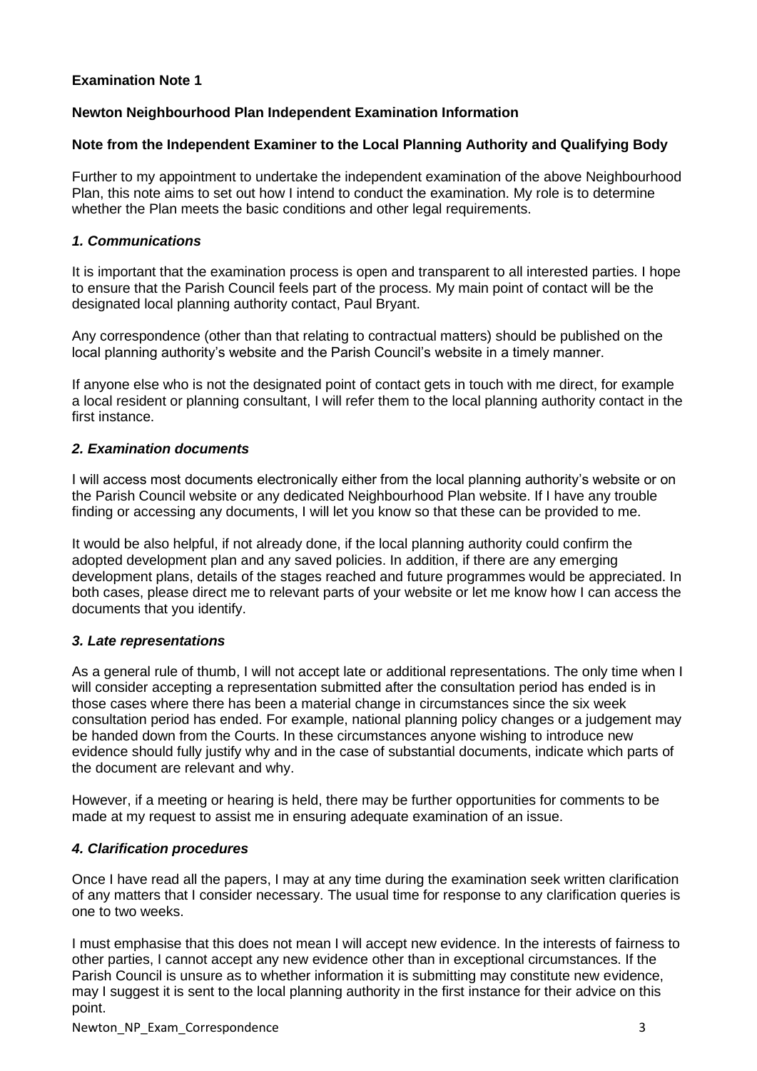**Examination Note 1**

**Newton Neighbourhood Plan Independent Examination Information**

**Note from the Independent Examiner to the Local Planning Authority and Qualifying Body**

Further to my appointment to undertake the independent examination of the above Neighbourhood Plan, this note aims to set out how I intend to conduct the examination. My role is to determine whether the Plan meets the basic conditions and other legal requirements.

### *1. Communications*

It is important that the examination process is open and transparent to all interested parties. I hope to ensure that the Parish Council feels part of the process. My main point of contact will be the designated local planning authority contact, Paul Bryant.

Any correspondence (other than that relating to contractual matters) should be published on the local planning authority's website and the Parish Council's website in a timely manner.

If anyone else who is not the designated point of contact gets in touch with me direct, for example a local resident or planning consultant, I will refer them to the local planning authority contact in the first instance.

### *2. Examination documents*

I will access most documents electronically either from the local planning authority's website or on the Parish Council website or any dedicated Neighbourhood Plan website. If I have any trouble finding or accessing any documents, I will let you know so that these can be provided to me.

It would be also helpful, if not already done, if the local planning authority could confirm the adopted development plan and any saved policies. In addition, if there are any emerging development plans, details of the stages reached and future programmes would be appreciated. In both cases, please direct me to relevant parts of your website or let me know how I can access the documents that you identify.

### *3. Late representations*

As a general rule of thumb, I will not accept late or additional representations. The only time when I will consider accepting a representation submitted after the consultation period has ended is in those cases where there has been a material change in circumstances since the six week consultation period has ended. For example, national planning policy changes or a judgement may be handed down from the Courts. In these circumstances anyone wishing to introduce new evidence should fully justify why and in the case of substantial documents, indicate which parts of the document are relevant and why.

However, if a meeting or hearing is held, there may be further opportunities for comments to be made at my request to assist me in ensuring adequate examination of an issue.

### *4. Clarification procedures*

Once I have read all the papers, I may at any time during the examination seek written clarification of any matters that I consider necessary. The usual time for response to any clarification queries is one to two weeks.

I must emphasise that this does not mean I will accept new evidence. In the interests of fairness to other parties, I cannot accept any new evidence other than in exceptional circumstances. If the Parish Council is unsure as to whether information it is submitting may constitute new evidence, may I suggest it is sent to the local planning authority in the first instance for their advice on this point.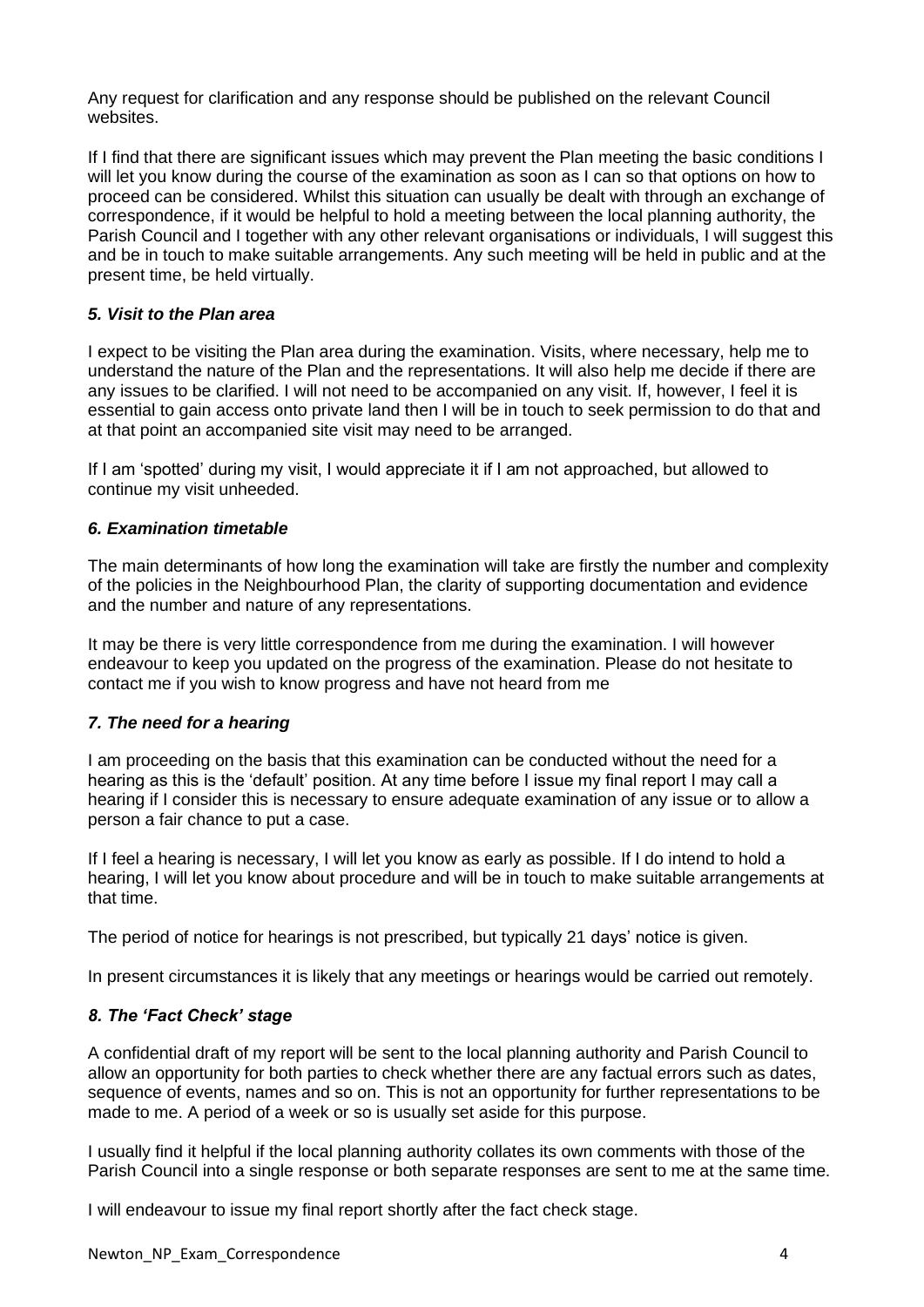Any request for clarification and any response should be published on the relevant Council websites.

If I find that there are significant issues which may prevent the Plan meeting the basic conditions I will let you know during the course of the examination as soon as I can so that options on how to proceed can be considered. Whilst this situation can usually be dealt with through an exchange of correspondence, if it would be helpful to hold a meeting between the local planning authority, the Parish Council and I together with any other relevant organisations or individuals, I will suggest this and be in touch to make suitable arrangements. Any such meeting will be held in public and at the present time, be held virtually.

### *5. Visit to the Plan area*

I expect to be visiting the Plan area during the examination. Visits, where necessary, help me to understand the nature of the Plan and the representations. It will also help me decide if there are any issues to be clarified. I will not need to be accompanied on any visit. If, however, I feel it is essential to gain access onto private land then I will be in touch to seek permission to do that and at that point an accompanied site visit may need to be arranged.

If I am 'spotted' during my visit, I would appreciate it if I am not approached, but allowed to continue my visit unheeded.

### *6. Examination timetable*

The main determinants of how long the examination will take are firstly the number and complexity of the policies in the Neighbourhood Plan, the clarity of supporting documentation and evidence and the number and nature of any representations.

It may be there is very little correspondence from me during the examination. I will however endeavour to keep you updated on the progress of the examination. Please do not hesitate to contact me if you wish to know progress and have not heard from me

### *7. The need for a hearing*

I am proceeding on the basis that this examination can be conducted without the need for a hearing as this is the 'default' position. At any time before I issue my final report I may call a hearing if I consider this is necessary to ensure adequate examination of any issue or to allow a person a fair chance to put a case.

If I feel a hearing is necessary, I will let you know as early as possible. If I do intend to hold a hearing, I will let you know about procedure and will be in touch to make suitable arrangements at that time.

The period of notice for hearings is not prescribed, but typically 21 days' notice is given.

In present circumstances it is likely that any meetings or hearings would be carried out remotely.

### *8. The 'Fact Check' stage*

A confidential draft of my report will be sent to the local planning authority and Parish Council to allow an opportunity for both parties to check whether there are any factual errors such as dates, sequence of events, names and so on. This is not an opportunity for further representations to be made to me. A period of a week or so is usually set aside for this purpose.

I usually find it helpful if the local planning authority collates its own comments with those of the Parish Council into a single response or both separate responses are sent to me at the same time.

I will endeavour to issue my final report shortly after the fact check stage.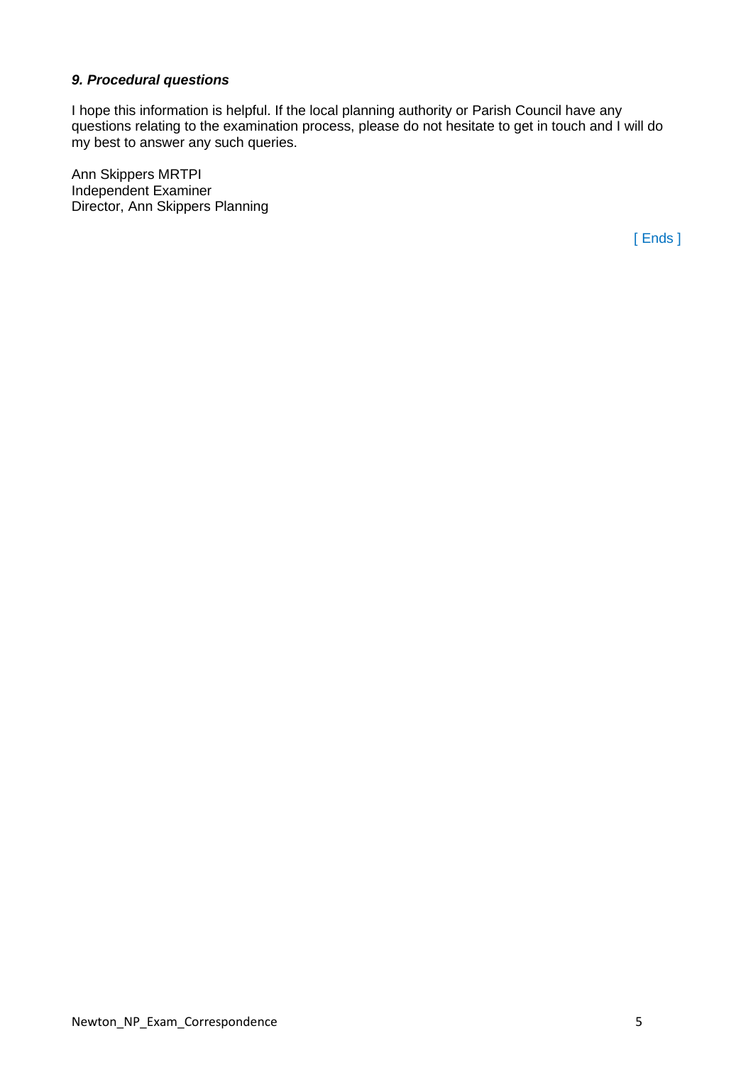### *9. Procedural questions*

I hope this information is helpful. If the local planning authority or Parish Council have any questions relating to the examination process, please do not hesitate to get in touch and I will do my best to answer any such queries.

Ann Skippers MRTPI
Independent Examiner
Director, Ann Skippers Planning

[ Ends ]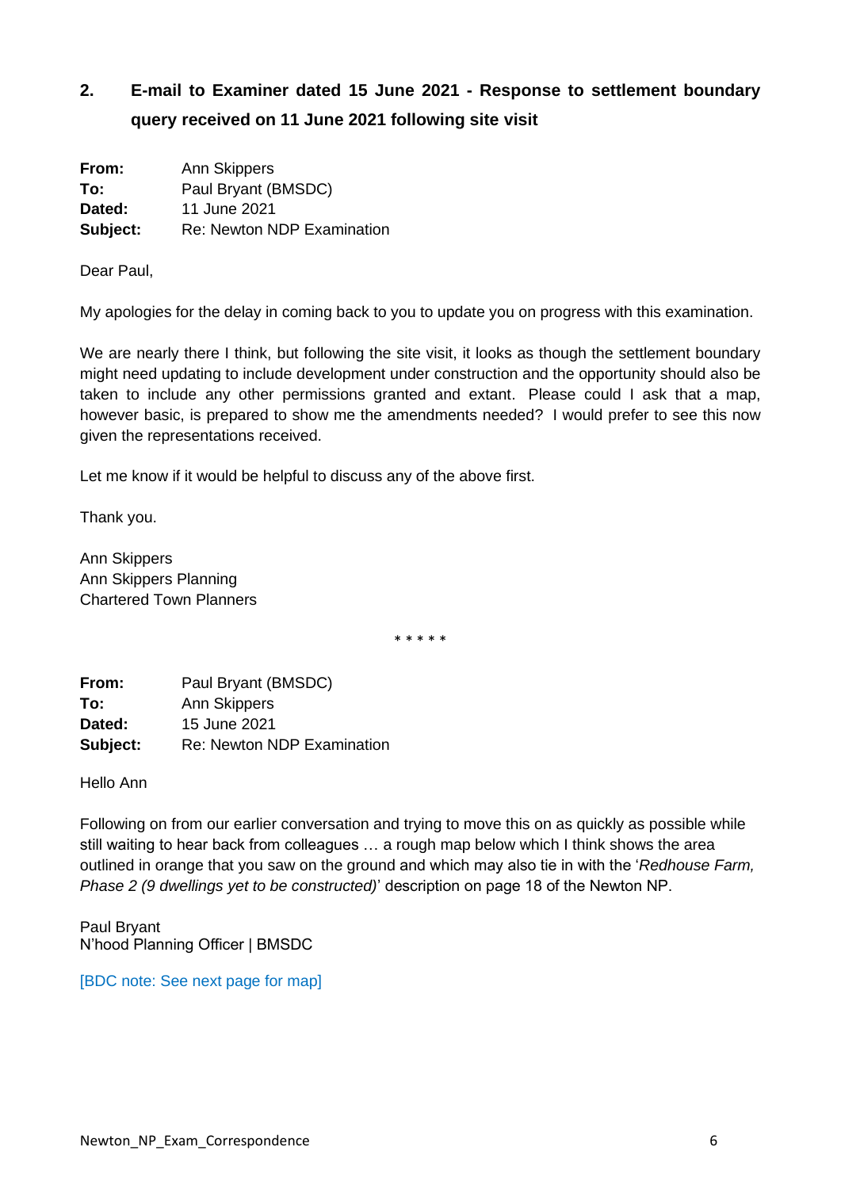## 2. E-mail to Examiner dated 15 June 2021 - Response to settlement boundary query received on 11 June 2021 following site visit

**From:** Ann Skippers
**To:** Paul Bryant (BMSDC)
**Dated:** 11 June 2021
**Subject:** Re: Newton NDP Examination

Dear Paul,

My apologies for the delay in coming back to you to update you on progress with this examination.

We are nearly there I think, but following the site visit, it looks as though the settlement boundary might need updating to include development under construction and the opportunity should also be taken to include any other permissions granted and extant. Please could I ask that a map, however basic, is prepared to show me the amendments needed? I would prefer to see this now given the representations received.

Let me know if it would be helpful to discuss any of the above first.

Thank you.

Ann Skippers
Ann Skippers Planning
Chartered Town Planners

\* \* \* \* \*

**From:** Paul Bryant (BMSDC)
**To:** Ann Skippers
**Dated:** 15 June 2021
**Subject:** Re: Newton NDP Examination

Hello Ann

Following on from our earlier conversation and trying to move this on as quickly as possible while still waiting to hear back from colleagues … a rough map below which I think shows the area outlined in orange that you saw on the ground and which may also tie in with the '*Redhouse Farm, Phase 2 (9 dwellings yet to be constructed)*' description on page 18 of the Newton NP.

Paul Bryant
N'hood Planning Officer | BMSDC

[BDC note: See next page for map]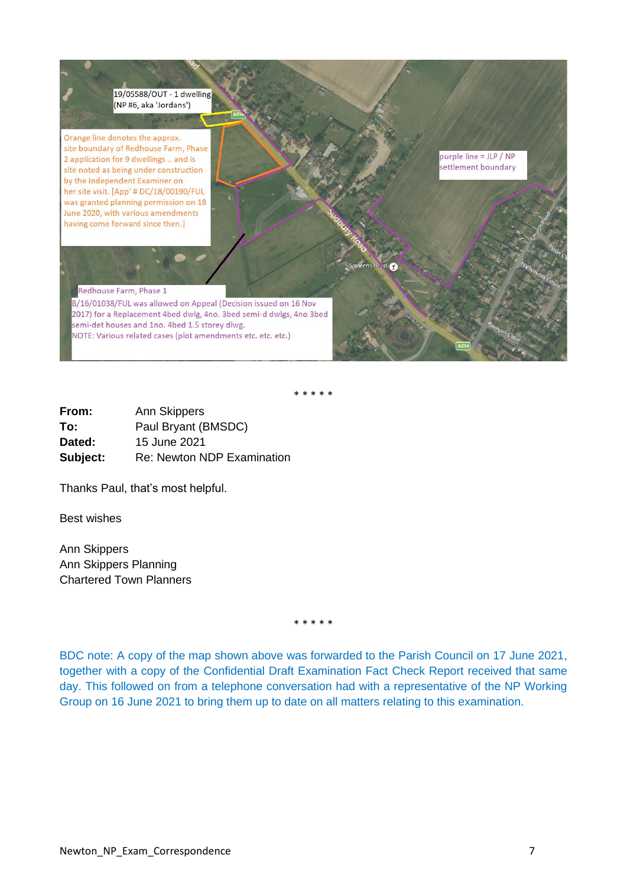19/05588/OUT - 1 dwelling (NP #6, aka 'Jordans')

Orange line denotes the approx. site boundary of Redhouse Farm, Phase 2 application for 9 dwellings .. and is site noted as being under construction by the Independent Examiner on her site visit. [App' # DC/18/00190/FUL was granted planning permission on 18 June 2020, with various amendments having come forward since then.]

purple line = JLP / NP settlement boundary

Redhouse Farm, Phase 1

B/16/01038/FUL was allowed on Appeal (Decision issued on 16 Nov 2017) for a Replacement 4bed dwlg, 4no. 3bed semi-d dwlgs, 4no 3bed semi-det houses and 1no. 4bed 1.5 storey dlwg.

NOTE: Various related cases (plot amendments etc. etc. etc.)

A134

Sudbury Road

Saracens Head

Church Road

Alston Cl

Nicholsons Court

Plampin Close

\* \* \* \* \*

| | |
|---|---|
| **From:** | Ann Skippers |
| **To:** | Paul Bryant (BMSDC) |
| **Dated:** | 15 June 2021 |
| **Subject:** | Re: Newton NDP Examination |

Thanks Paul, that's most helpful.

Best wishes

Ann Skippers  
Ann Skippers Planning  
Chartered Town Planners

\* \* \* \* \*

BDC note: A copy of the map shown above was forwarded to the Parish Council on 17 June 2021, together with a copy of the Confidential Draft Examination Fact Check Report received that same day. This followed on from a telephone conversation had with a representative of the NP Working Group on 16 June 2021 to bring them up to date on all matters relating to this examination.